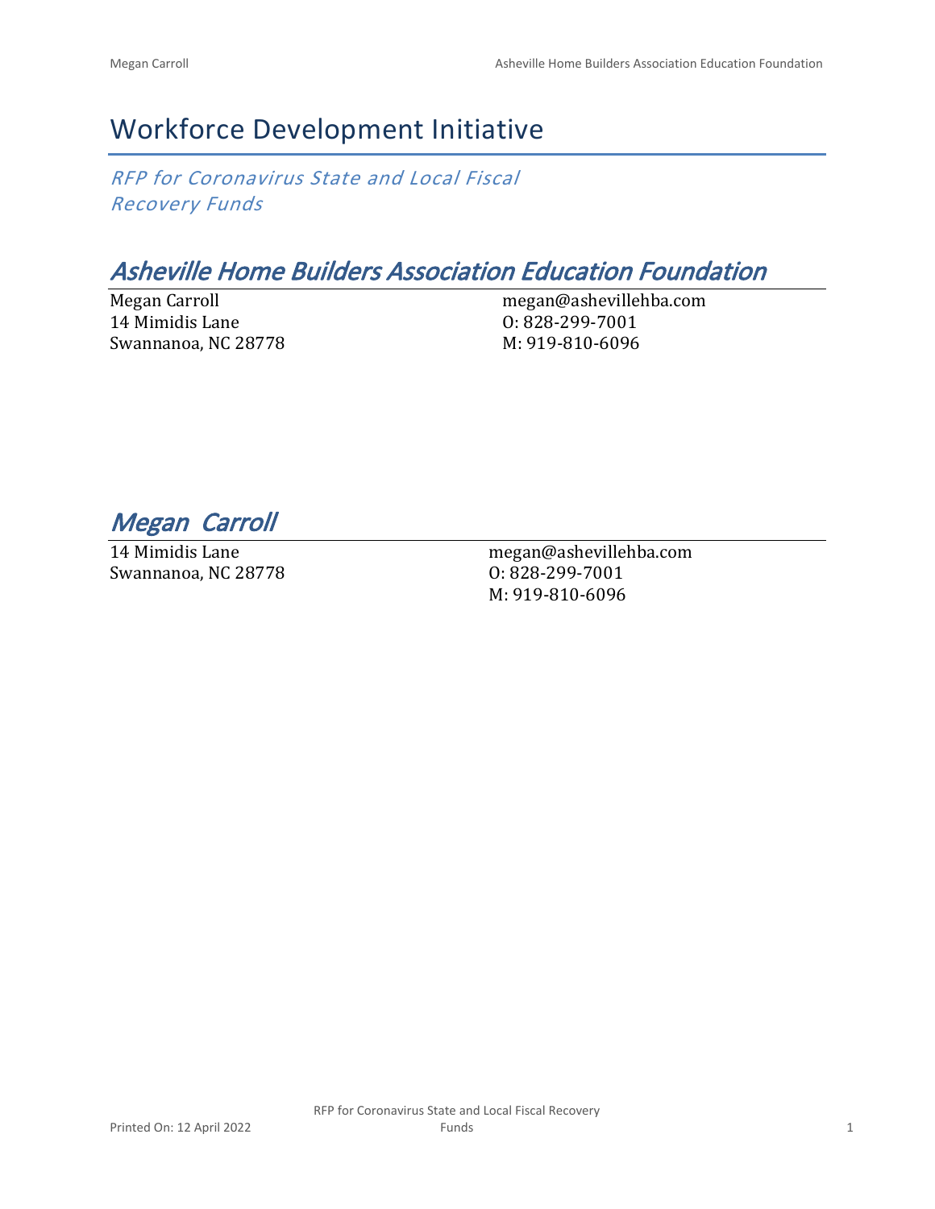# Workforce Development Initiative

*RFP for Coronavirus State and Local Fiscal Recovery Funds*

## *Asheville Home Builders Association Education Foundation*

Megan Carroll
14 Mimidis Lane
Swannanoa, NC 28778

megan@ashevillehba.com
O: 828-299-7001
M: 919-810-6096

## *Megan Carroll*

14 Mimidis Lane
Swannanoa, NC 28778

megan@ashevillehba.com
O: 828-299-7001
M: 919-810-6096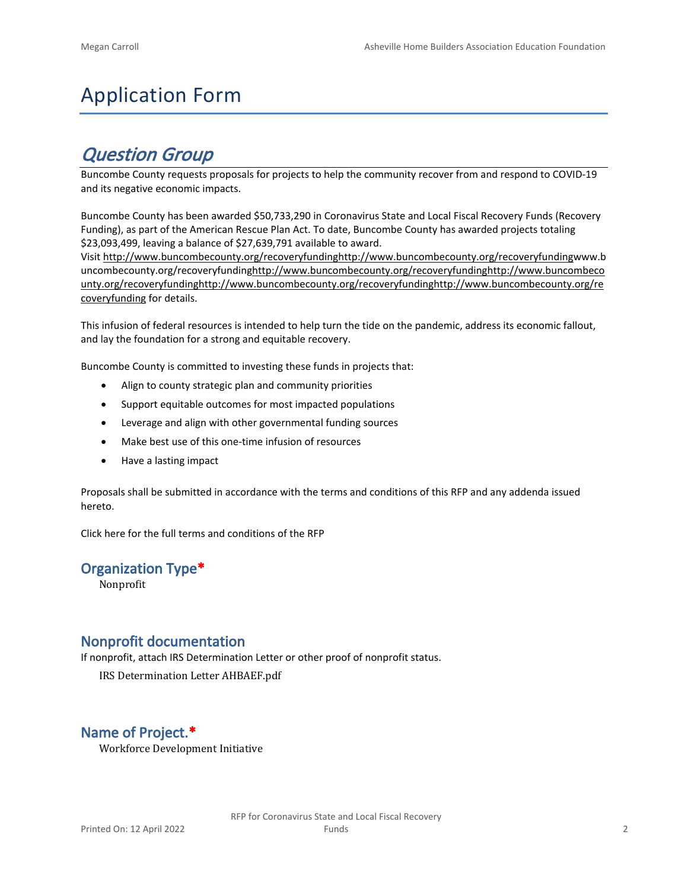# Application Form

## *Question Group*

Buncombe County requests proposals for projects to help the community recover from and respond to COVID-19 and its negative economic impacts.

Buncombe County has been awarded $50,733,290 in Coronavirus State and Local Fiscal Recovery Funds (Recovery Funding), as part of the American Rescue Plan Act. To date, Buncombe County has awarded projects totaling $23,093,499, leaving a balance of $27,639,791 available to award.

Visit http://www.buncombecounty.org/recoveryfundinghttp://www.buncombecounty.org/recoveryfundingwww.buncombecounty.org/recoveryfundinghttp://www.buncombecounty.org/recoveryfundinghttp://www.buncombecounty.org/recoveryfundinghttp://www.buncombecounty.org/recoveryfundinghttp://www.buncombecounty.org/recoveryfunding for details.

This infusion of federal resources is intended to help turn the tide on the pandemic, address its economic fallout, and lay the foundation for a strong and equitable recovery.

Buncombe County is committed to investing these funds in projects that:

- Align to county strategic plan and community priorities
- Support equitable outcomes for most impacted populations
- Leverage and align with other governmental funding sources
- Make best use of this one-time infusion of resources
- Have a lasting impact

Proposals shall be submitted in accordance with the terms and conditions of this RFP and any addenda issued hereto.

Click here for the full terms and conditions of the RFP

### Organization Type*

Nonprofit

### Nonprofit documentation

If nonprofit, attach IRS Determination Letter or other proof of nonprofit status.

IRS Determination Letter AHBAEF.pdf

### Name of Project.*

Workforce Development Initiative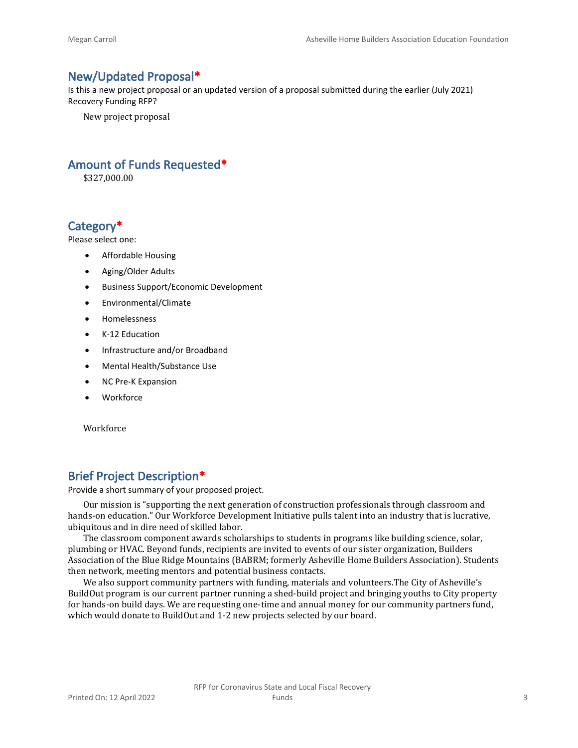## New/Updated Proposal*

Is this a new project proposal or an updated version of a proposal submitted during the earlier (July 2021) Recovery Funding RFP?

New project proposal

## Amount of Funds Requested*

$327,000.00

## Category*

Please select one:

- Affordable Housing
- Aging/Older Adults
- Business Support/Economic Development
- Environmental/Climate
- Homelessness
- K-12 Education
- Infrastructure and/or Broadband
- Mental Health/Substance Use
- NC Pre-K Expansion
- Workforce

Workforce

## Brief Project Description*

Provide a short summary of your proposed project.

Our mission is "supporting the next generation of construction professionals through classroom and hands-on education." Our Workforce Development Initiative pulls talent into an industry that is lucrative, ubiquitous and in dire need of skilled labor.

The classroom component awards scholarships to students in programs like building science, solar, plumbing or HVAC. Beyond funds, recipients are invited to events of our sister organization, Builders Association of the Blue Ridge Mountains (BABRM; formerly Asheville Home Builders Association). Students then network, meeting mentors and potential business contacts.

We also support community partners with funding, materials and volunteers.The City of Asheville's BuildOut program is our current partner running a shed-build project and bringing youths to City property for hands-on build days. We are requesting one-time and annual money for our community partners fund, which would donate to BuildOut and 1-2 new projects selected by our board.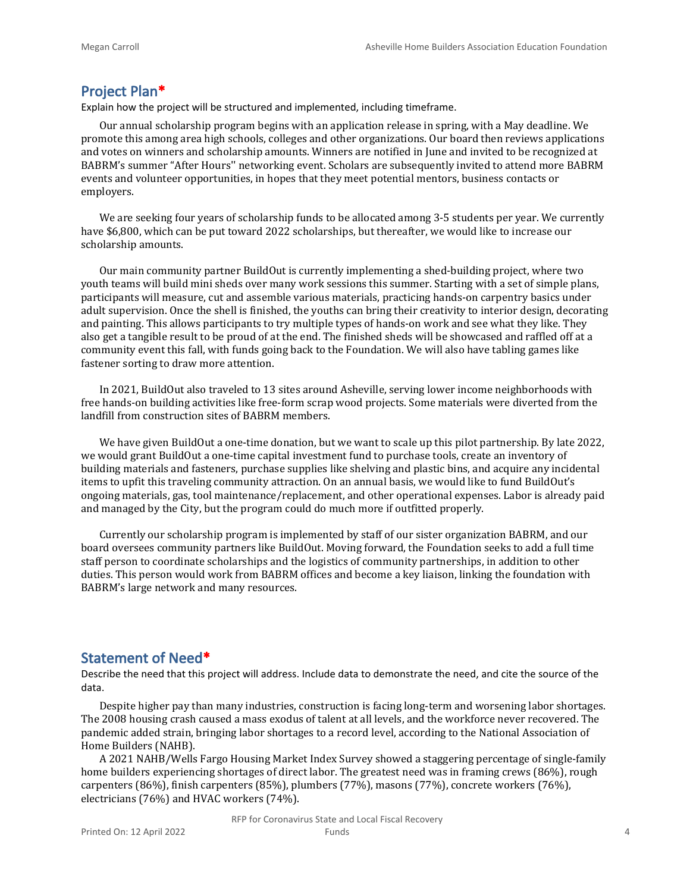## Project Plan*

Explain how the project will be structured and implemented, including timeframe.

Our annual scholarship program begins with an application release in spring, with a May deadline. We promote this among area high schools, colleges and other organizations. Our board then reviews applications and votes on winners and scholarship amounts. Winners are notified in June and invited to be recognized at BABRM's summer "After Hours'' networking event. Scholars are subsequently invited to attend more BABRM events and volunteer opportunities, in hopes that they meet potential mentors, business contacts or employers.

We are seeking four years of scholarship funds to be allocated among 3-5 students per year. We currently have $6,800, which can be put toward 2022 scholarships, but thereafter, we would like to increase our scholarship amounts.

Our main community partner BuildOut is currently implementing a shed-building project, where two youth teams will build mini sheds over many work sessions this summer. Starting with a set of simple plans, participants will measure, cut and assemble various materials, practicing hands-on carpentry basics under adult supervision. Once the shell is finished, the youths can bring their creativity to interior design, decorating and painting. This allows participants to try multiple types of hands-on work and see what they like. They also get a tangible result to be proud of at the end. The finished sheds will be showcased and raffled off at a community event this fall, with funds going back to the Foundation. We will also have tabling games like fastener sorting to draw more attention.

In 2021, BuildOut also traveled to 13 sites around Asheville, serving lower income neighborhoods with free hands-on building activities like free-form scrap wood projects. Some materials were diverted from the landfill from construction sites of BABRM members.

We have given BuildOut a one-time donation, but we want to scale up this pilot partnership. By late 2022, we would grant BuildOut a one-time capital investment fund to purchase tools, create an inventory of building materials and fasteners, purchase supplies like shelving and plastic bins, and acquire any incidental items to upfit this traveling community attraction. On an annual basis, we would like to fund BuildOut's ongoing materials, gas, tool maintenance/replacement, and other operational expenses. Labor is already paid and managed by the City, but the program could do much more if outfitted properly.

Currently our scholarship program is implemented by staff of our sister organization BABRM, and our board oversees community partners like BuildOut. Moving forward, the Foundation seeks to add a full time staff person to coordinate scholarships and the logistics of community partnerships, in addition to other duties. This person would work from BABRM offices and become a key liaison, linking the foundation with BABRM's large network and many resources.

## Statement of Need*

Describe the need that this project will address. Include data to demonstrate the need, and cite the source of the data.

Despite higher pay than many industries, construction is facing long-term and worsening labor shortages. The 2008 housing crash caused a mass exodus of talent at all levels, and the workforce never recovered. The pandemic added strain, bringing labor shortages to a record level, according to the National Association of Home Builders (NAHB).

A 2021 NAHB/Wells Fargo Housing Market Index Survey showed a staggering percentage of single-family home builders experiencing shortages of direct labor. The greatest need was in framing crews (86%), rough carpenters (86%), finish carpenters (85%), plumbers (77%), masons (77%), concrete workers (76%), electricians (76%) and HVAC workers (74%).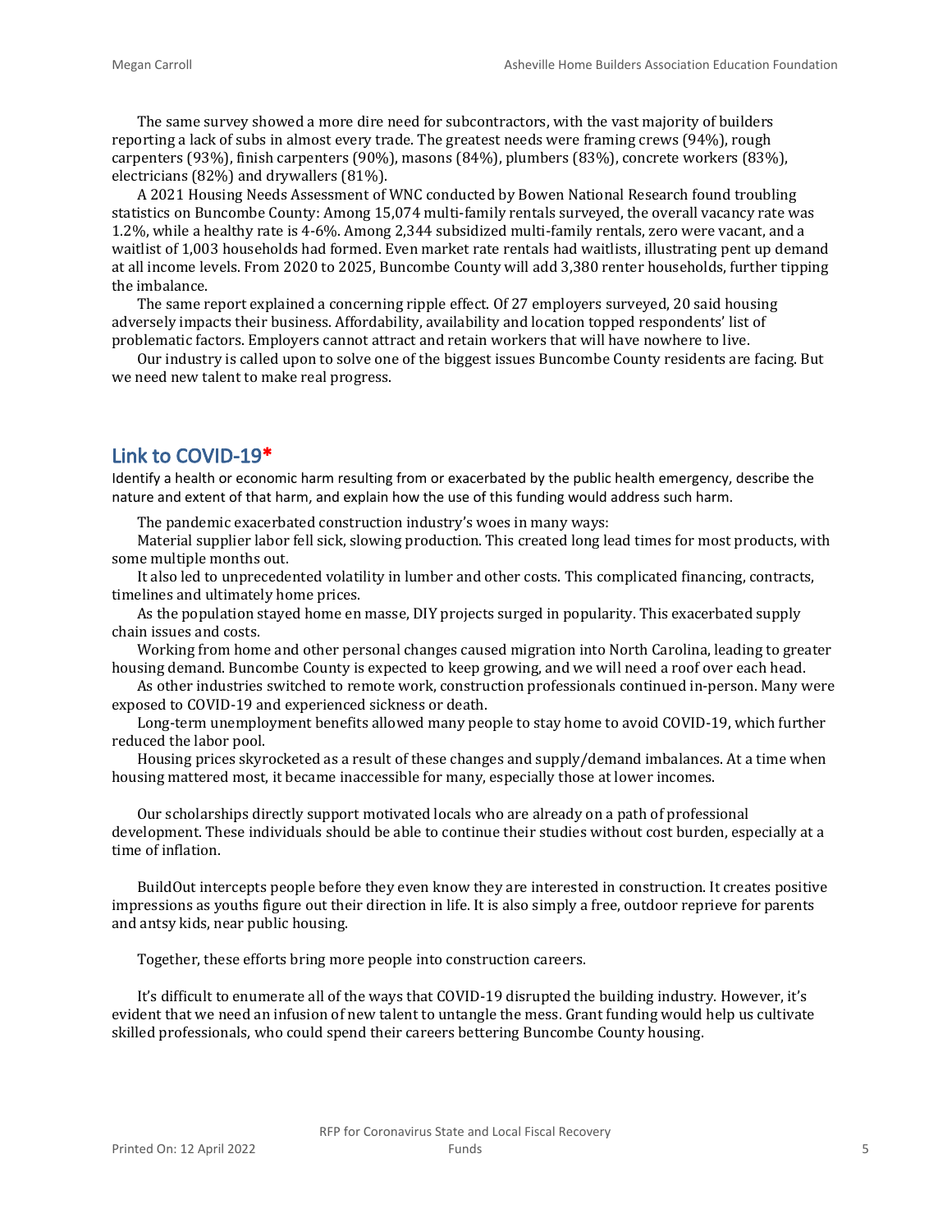The same survey showed a more dire need for subcontractors, with the vast majority of builders reporting a lack of subs in almost every trade. The greatest needs were framing crews (94%), rough carpenters (93%), finish carpenters (90%), masons (84%), plumbers (83%), concrete workers (83%), electricians (82%) and drywallers (81%).

A 2021 Housing Needs Assessment of WNC conducted by Bowen National Research found troubling statistics on Buncombe County: Among 15,074 multi-family rentals surveyed, the overall vacancy rate was 1.2%, while a healthy rate is 4-6%. Among 2,344 subsidized multi-family rentals, zero were vacant, and a waitlist of 1,003 households had formed. Even market rate rentals had waitlists, illustrating pent up demand at all income levels. From 2020 to 2025, Buncombe County will add 3,380 renter households, further tipping the imbalance.

The same report explained a concerning ripple effect. Of 27 employers surveyed, 20 said housing adversely impacts their business. Affordability, availability and location topped respondents' list of problematic factors. Employers cannot attract and retain workers that will have nowhere to live.

Our industry is called upon to solve one of the biggest issues Buncombe County residents are facing. But we need new talent to make real progress.

## Link to COVID-19*

Identify a health or economic harm resulting from or exacerbated by the public health emergency, describe the nature and extent of that harm, and explain how the use of this funding would address such harm.

The pandemic exacerbated construction industry's woes in many ways:

Material supplier labor fell sick, slowing production. This created long lead times for most products, with some multiple months out.

It also led to unprecedented volatility in lumber and other costs. This complicated financing, contracts, timelines and ultimately home prices.

As the population stayed home en masse, DIY projects surged in popularity. This exacerbated supply chain issues and costs.

Working from home and other personal changes caused migration into North Carolina, leading to greater housing demand. Buncombe County is expected to keep growing, and we will need a roof over each head.

As other industries switched to remote work, construction professionals continued in-person. Many were exposed to COVID-19 and experienced sickness or death.

Long-term unemployment benefits allowed many people to stay home to avoid COVID-19, which further reduced the labor pool.

Housing prices skyrocketed as a result of these changes and supply/demand imbalances. At a time when housing mattered most, it became inaccessible for many, especially those at lower incomes.

Our scholarships directly support motivated locals who are already on a path of professional development. These individuals should be able to continue their studies without cost burden, especially at a time of inflation.

BuildOut intercepts people before they even know they are interested in construction. It creates positive impressions as youths figure out their direction in life. It is also simply a free, outdoor reprieve for parents and antsy kids, near public housing.

Together, these efforts bring more people into construction careers.

It's difficult to enumerate all of the ways that COVID-19 disrupted the building industry. However, it's evident that we need an infusion of new talent to untangle the mess. Grant funding would help us cultivate skilled professionals, who could spend their careers bettering Buncombe County housing.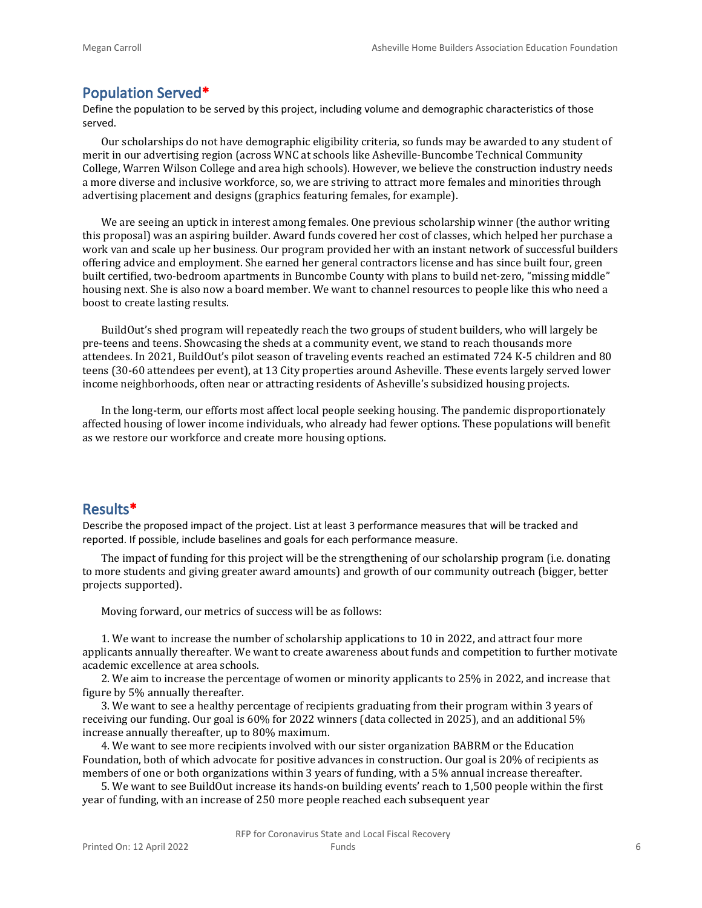## Population Served*

Define the population to be served by this project, including volume and demographic characteristics of those served.

Our scholarships do not have demographic eligibility criteria, so funds may be awarded to any student of merit in our advertising region (across WNC at schools like Asheville-Buncombe Technical Community College, Warren Wilson College and area high schools). However, we believe the construction industry needs a more diverse and inclusive workforce, so, we are striving to attract more females and minorities through advertising placement and designs (graphics featuring females, for example).

We are seeing an uptick in interest among females. One previous scholarship winner (the author writing this proposal) was an aspiring builder. Award funds covered her cost of classes, which helped her purchase a work van and scale up her business. Our program provided her with an instant network of successful builders offering advice and employment. She earned her general contractors license and has since built four, green built certified, two-bedroom apartments in Buncombe County with plans to build net-zero, "missing middle" housing next. She is also now a board member. We want to channel resources to people like this who need a boost to create lasting results.

BuildOut's shed program will repeatedly reach the two groups of student builders, who will largely be pre-teens and teens. Showcasing the sheds at a community event, we stand to reach thousands more attendees. In 2021, BuildOut's pilot season of traveling events reached an estimated 724 K-5 children and 80 teens (30-60 attendees per event), at 13 City properties around Asheville. These events largely served lower income neighborhoods, often near or attracting residents of Asheville's subsidized housing projects.

In the long-term, our efforts most affect local people seeking housing. The pandemic disproportionately affected housing of lower income individuals, who already had fewer options. These populations will benefit as we restore our workforce and create more housing options.

## Results*

Describe the proposed impact of the project. List at least 3 performance measures that will be tracked and reported. If possible, include baselines and goals for each performance measure.

The impact of funding for this project will be the strengthening of our scholarship program (i.e. donating to more students and giving greater award amounts) and growth of our community outreach (bigger, better projects supported).

Moving forward, our metrics of success will be as follows:

1. We want to increase the number of scholarship applications to 10 in 2022, and attract four more applicants annually thereafter. We want to create awareness about funds and competition to further motivate academic excellence at area schools.
2. We aim to increase the percentage of women or minority applicants to 25% in 2022, and increase that figure by 5% annually thereafter.
3. We want to see a healthy percentage of recipients graduating from their program within 3 years of receiving our funding. Our goal is 60% for 2022 winners (data collected in 2025), and an additional 5% increase annually thereafter, up to 80% maximum.
4. We want to see more recipients involved with our sister organization BABRM or the Education Foundation, both of which advocate for positive advances in construction. Our goal is 20% of recipients as members of one or both organizations within 3 years of funding, with a 5% annual increase thereafter.
5. We want to see BuildOut increase its hands-on building events' reach to 1,500 people within the first year of funding, with an increase of 250 more people reached each subsequent year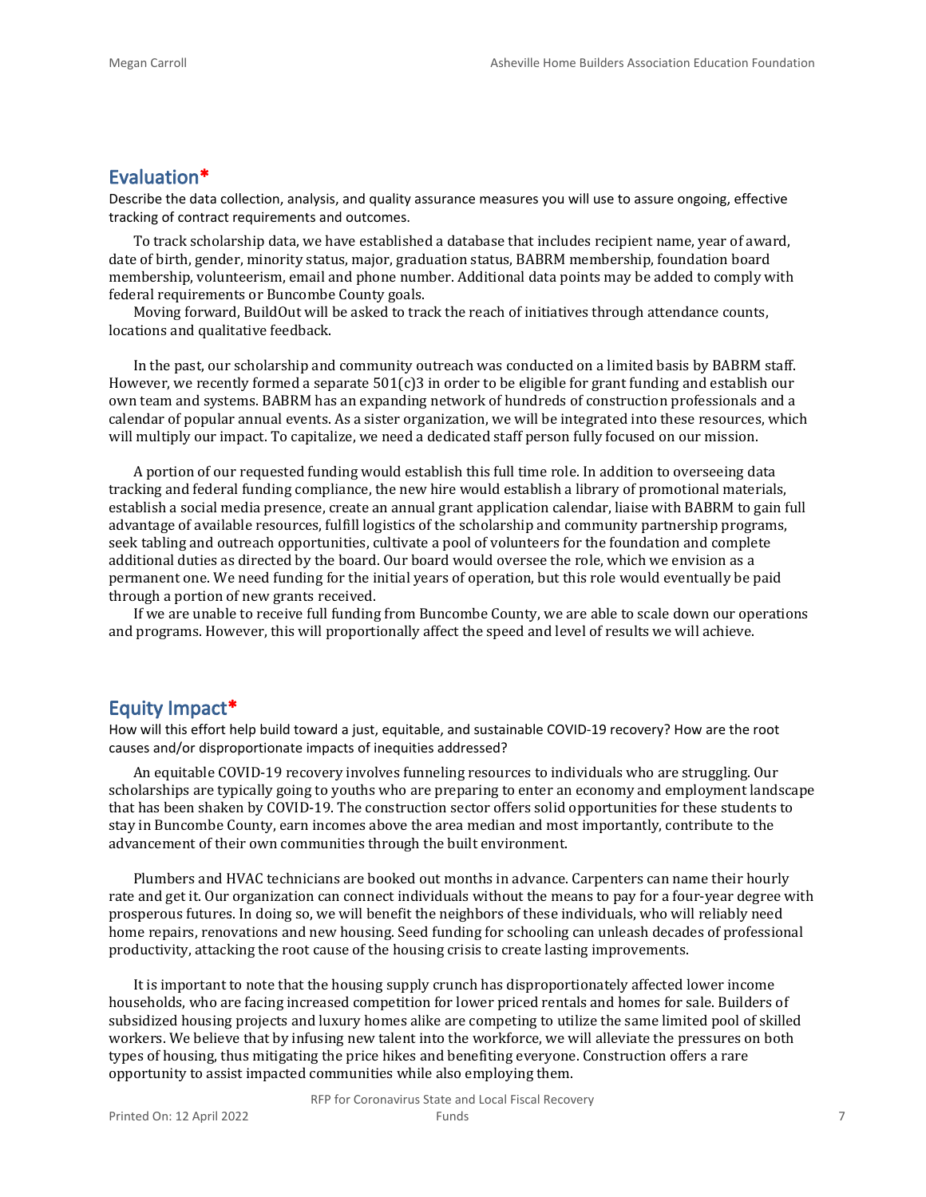## Evaluation*

Describe the data collection, analysis, and quality assurance measures you will use to assure ongoing, effective tracking of contract requirements and outcomes.

To track scholarship data, we have established a database that includes recipient name, year of award, date of birth, gender, minority status, major, graduation status, BABRM membership, foundation board membership, volunteerism, email and phone number. Additional data points may be added to comply with federal requirements or Buncombe County goals.

Moving forward, BuildOut will be asked to track the reach of initiatives through attendance counts, locations and qualitative feedback.

In the past, our scholarship and community outreach was conducted on a limited basis by BABRM staff. However, we recently formed a separate 501(c)3 in order to be eligible for grant funding and establish our own team and systems. BABRM has an expanding network of hundreds of construction professionals and a calendar of popular annual events. As a sister organization, we will be integrated into these resources, which will multiply our impact. To capitalize, we need a dedicated staff person fully focused on our mission.

A portion of our requested funding would establish this full time role. In addition to overseeing data tracking and federal funding compliance, the new hire would establish a library of promotional materials, establish a social media presence, create an annual grant application calendar, liaise with BABRM to gain full advantage of available resources, fulfill logistics of the scholarship and community partnership programs, seek tabling and outreach opportunities, cultivate a pool of volunteers for the foundation and complete additional duties as directed by the board. Our board would oversee the role, which we envision as a permanent one. We need funding for the initial years of operation, but this role would eventually be paid through a portion of new grants received.

If we are unable to receive full funding from Buncombe County, we are able to scale down our operations and programs. However, this will proportionally affect the speed and level of results we will achieve.

## Equity Impact*

How will this effort help build toward a just, equitable, and sustainable COVID-19 recovery? How are the root causes and/or disproportionate impacts of inequities addressed?

An equitable COVID-19 recovery involves funneling resources to individuals who are struggling. Our scholarships are typically going to youths who are preparing to enter an economy and employment landscape that has been shaken by COVID-19. The construction sector offers solid opportunities for these students to stay in Buncombe County, earn incomes above the area median and most importantly, contribute to the advancement of their own communities through the built environment.

Plumbers and HVAC technicians are booked out months in advance. Carpenters can name their hourly rate and get it. Our organization can connect individuals without the means to pay for a four-year degree with prosperous futures. In doing so, we will benefit the neighbors of these individuals, who will reliably need home repairs, renovations and new housing. Seed funding for schooling can unleash decades of professional productivity, attacking the root cause of the housing crisis to create lasting improvements.

It is important to note that the housing supply crunch has disproportionately affected lower income households, who are facing increased competition for lower priced rentals and homes for sale. Builders of subsidized housing projects and luxury homes alike are competing to utilize the same limited pool of skilled workers. We believe that by infusing new talent into the workforce, we will alleviate the pressures on both types of housing, thus mitigating the price hikes and benefiting everyone. Construction offers a rare opportunity to assist impacted communities while also employing them.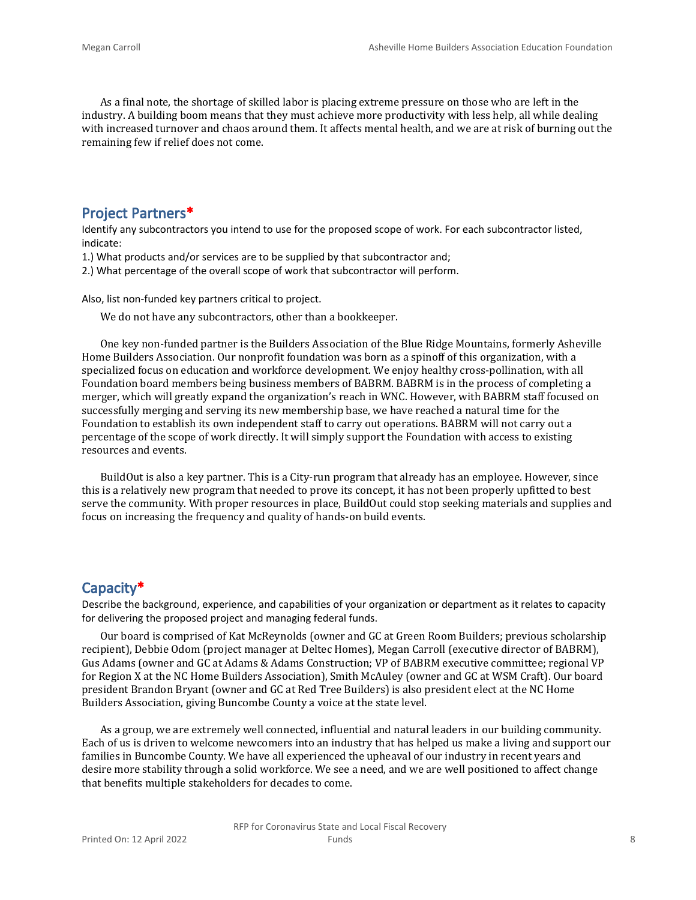As a final note, the shortage of skilled labor is placing extreme pressure on those who are left in the industry. A building boom means that they must achieve more productivity with less help, all while dealing with increased turnover and chaos around them. It affects mental health, and we are at risk of burning out the remaining few if relief does not come.

## Project Partners*

Identify any subcontractors you intend to use for the proposed scope of work. For each subcontractor listed, indicate:

1.) What products and/or services are to be supplied by that subcontractor and;

2.) What percentage of the overall scope of work that subcontractor will perform.

Also, list non-funded key partners critical to project.

We do not have any subcontractors, other than a bookkeeper.

One key non-funded partner is the Builders Association of the Blue Ridge Mountains, formerly Asheville Home Builders Association. Our nonprofit foundation was born as a spinoff of this organization, with a specialized focus on education and workforce development. We enjoy healthy cross-pollination, with all Foundation board members being business members of BABRM. BABRM is in the process of completing a merger, which will greatly expand the organization's reach in WNC. However, with BABRM staff focused on successfully merging and serving its new membership base, we have reached a natural time for the Foundation to establish its own independent staff to carry out operations. BABRM will not carry out a percentage of the scope of work directly. It will simply support the Foundation with access to existing resources and events.

BuildOut is also a key partner. This is a City-run program that already has an employee. However, since this is a relatively new program that needed to prove its concept, it has not been properly upfitted to best serve the community. With proper resources in place, BuildOut could stop seeking materials and supplies and focus on increasing the frequency and quality of hands-on build events.

## Capacity*

Describe the background, experience, and capabilities of your organization or department as it relates to capacity for delivering the proposed project and managing federal funds.

Our board is comprised of Kat McReynolds (owner and GC at Green Room Builders; previous scholarship recipient), Debbie Odom (project manager at Deltec Homes), Megan Carroll (executive director of BABRM), Gus Adams (owner and GC at Adams & Adams Construction; VP of BABRM executive committee; regional VP for Region X at the NC Home Builders Association), Smith McAuley (owner and GC at WSM Craft). Our board president Brandon Bryant (owner and GC at Red Tree Builders) is also president elect at the NC Home Builders Association, giving Buncombe County a voice at the state level.

As a group, we are extremely well connected, influential and natural leaders in our building community. Each of us is driven to welcome newcomers into an industry that has helped us make a living and support our families in Buncombe County. We have all experienced the upheaval of our industry in recent years and desire more stability through a solid workforce. We see a need, and we are well positioned to affect change that benefits multiple stakeholders for decades to come.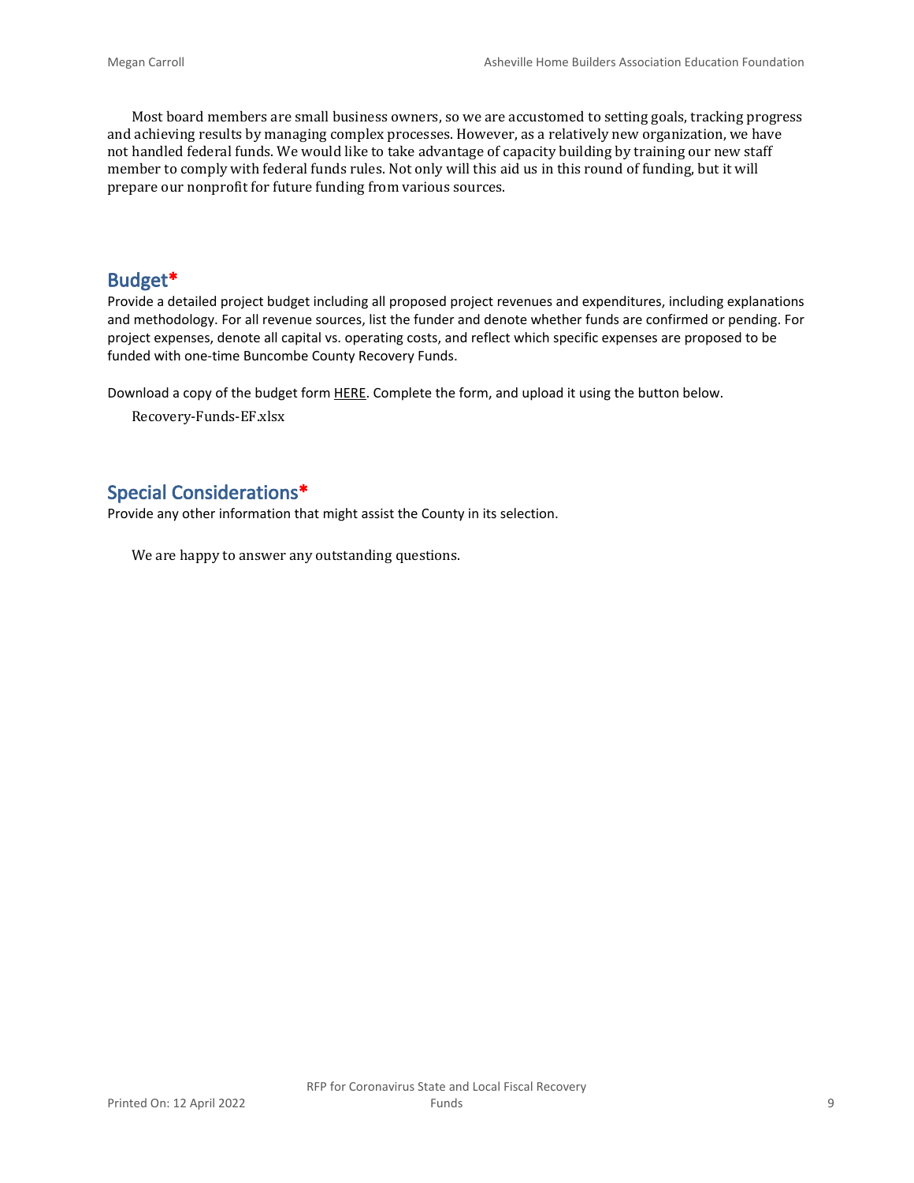Most board members are small business owners, so we are accustomed to setting goals, tracking progress and achieving results by managing complex processes. However, as a relatively new organization, we have not handled federal funds. We would like to take advantage of capacity building by training our new staff member to comply with federal funds rules. Not only will this aid us in this round of funding, but it will prepare our nonprofit for future funding from various sources.

## Budget*

Provide a detailed project budget including all proposed project revenues and expenditures, including explanations and methodology. For all revenue sources, list the funder and denote whether funds are confirmed or pending. For project expenses, denote all capital vs. operating costs, and reflect which specific expenses are proposed to be funded with one-time Buncombe County Recovery Funds.

Download a copy of the budget form HERE. Complete the form, and upload it using the button below.

Recovery-Funds-EF.xlsx

## Special Considerations*

Provide any other information that might assist the County in its selection.

We are happy to answer any outstanding questions.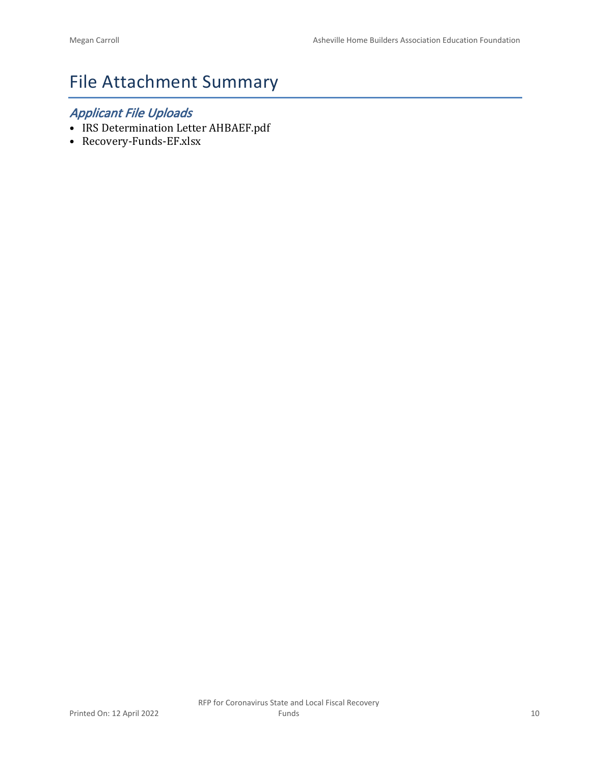# File Attachment Summary

## *Applicant File Uploads*

- IRS Determination Letter AHBAEF.pdf
- Recovery-Funds-EF.xlsx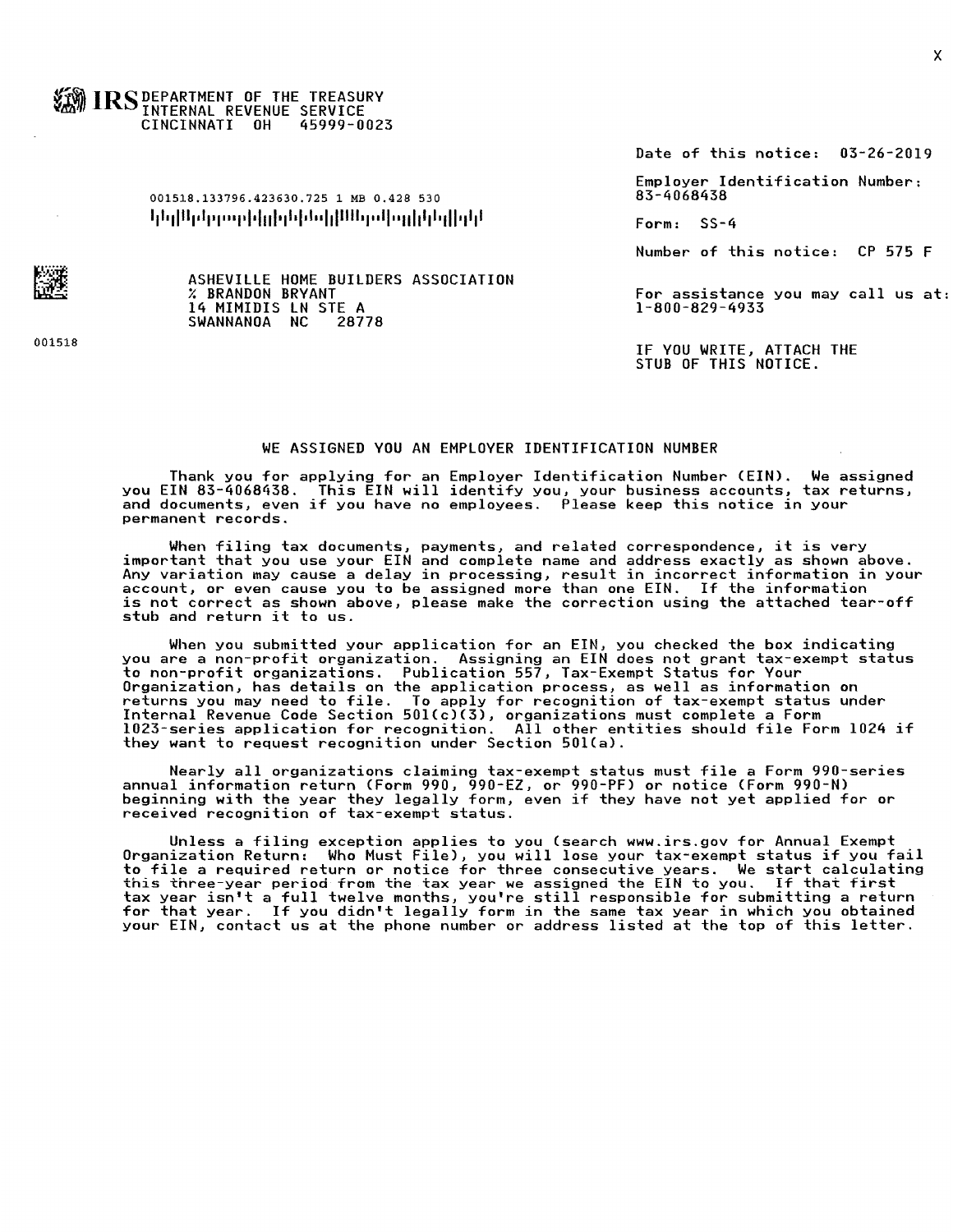X

IRS DEPARTMENT OF THE TREASURY
INTERNAL REVENUE SERVICE
CINCINNATI OH 45999-0023

Date of this notice: 03-26-2019

Employer Identification Number:
83-4068438

Form: SS-4

Number of this notice: CP 575 F

For assistance you may call us at:
1-800-829-4933

IF YOU WRITE, ATTACH THE
STUB OF THIS NOTICE.

001518.133796.423630.725 1 MB 0.428 530

ASHEVILLE HOME BUILDERS ASSOCIATION
% BRANDON BRYANT
14 MIMIDIS LN STE A
SWANNANOA NC 28778

001518

## WE ASSIGNED YOU AN EMPLOYER IDENTIFICATION NUMBER

Thank you for applying for an Employer Identification Number (EIN). We assigned you EIN 83-4068438. This EIN will identify you, your business accounts, tax returns, and documents, even if you have no employees. Please keep this notice in your permanent records.

When filing tax documents, payments, and related correspondence, it is very important that you use your EIN and complete name and address exactly as shown above. Any variation may cause a delay in processing, result in incorrect information in your account, or even cause you to be assigned more than one EIN. If the information is not correct as shown above, please make the correction using the attached tear-off stub and return it to us.

When you submitted your application for an EIN, you checked the box indicating you are a non-profit organization. Assigning an EIN does not grant tax-exempt status to non-profit organizations. Publication 557, Tax-Exempt Status for Your Organization, has details on the application process, as well as information on returns you may need to file. To apply for recognition of tax-exempt status under Internal Revenue Code Section 501(c)(3), organizations must complete a Form 1023-series application for recognition. All other entities should file Form 1024 if they want to request recognition under Section 501(a).

Nearly all organizations claiming tax-exempt status must file a Form 990-series annual information return (Form 990, 990-EZ, or 990-PF) or notice (Form 990-N) beginning with the year they legally form, even if they have not yet applied for or received recognition of tax-exempt status.

Unless a filing exception applies to you (search www.irs.gov for Annual Exempt Organization Return: Who Must File), you will lose your tax-exempt status if you fail to file a required return or notice for three consecutive years. We start calculating this three-year period from the tax year we assigned the EIN to you. If that first tax year isn't a full twelve months, you're still responsible for submitting a return for that year. If you didn't legally form in the same tax year in which you obtained your EIN, contact us at the phone number or address listed at the top of this letter.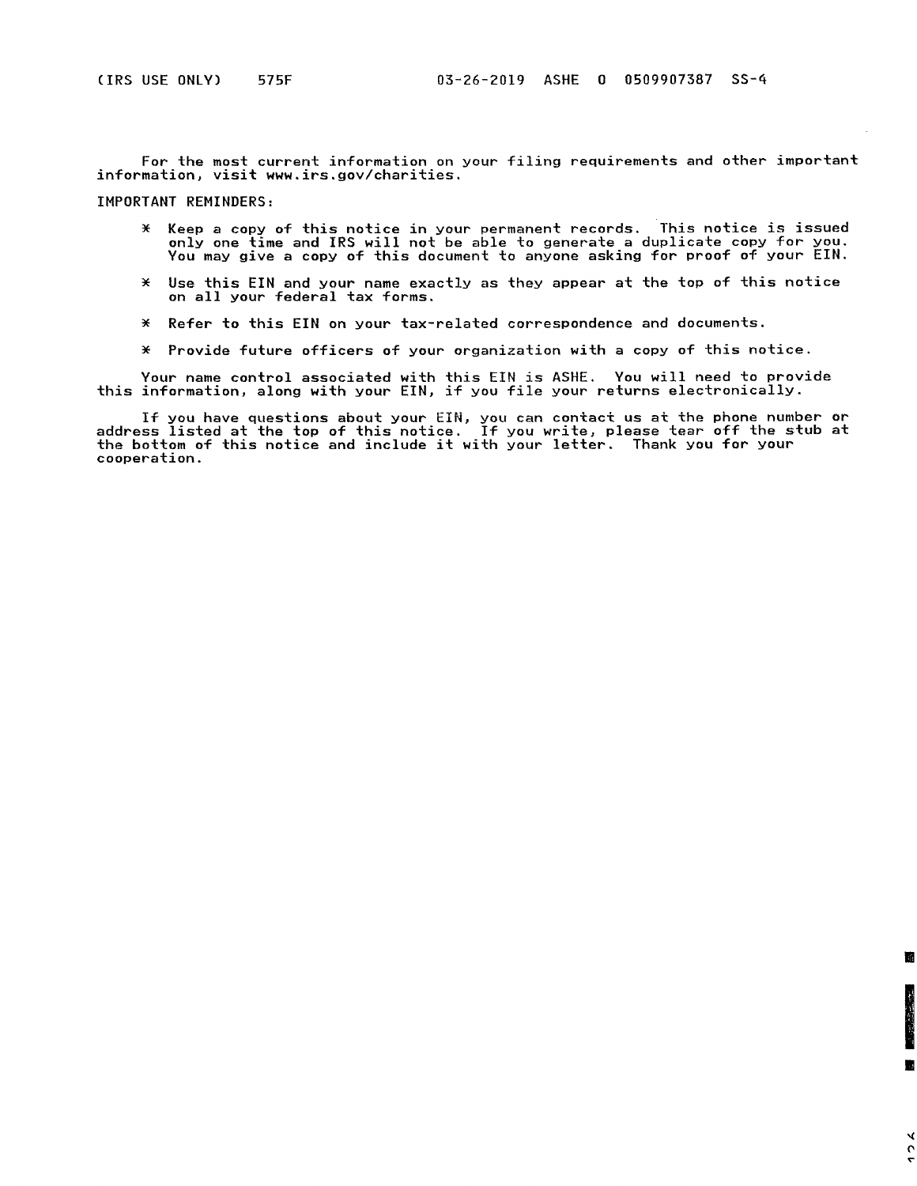(IRS USE ONLY) 575F 03-26-2019 ASHE 0 0509907387 SS-4

For the most current information on your filing requirements and other important information, visit www.irs.gov/charities.

IMPORTANT REMINDERS:

* Keep a copy of this notice in your permanent records. This notice is issued only one time and IRS will not be able to generate a duplicate copy for you. You may give a copy of this document to anyone asking for proof of your EIN.

* Use this EIN and your name exactly as they appear at the top of this notice on all your federal tax forms.

* Refer to this EIN on your tax-related correspondence and documents.

* Provide future officers of your organization with a copy of this notice.

Your name control associated with this EIN is ASHE. You will need to provide this information, along with your EIN, if you file your returns electronically.

If you have questions about your EIN, you can contact us at the phone number or address listed at the top of this notice. If you write, please tear off the stub at the bottom of this notice and include it with your letter. Thank you for your cooperation.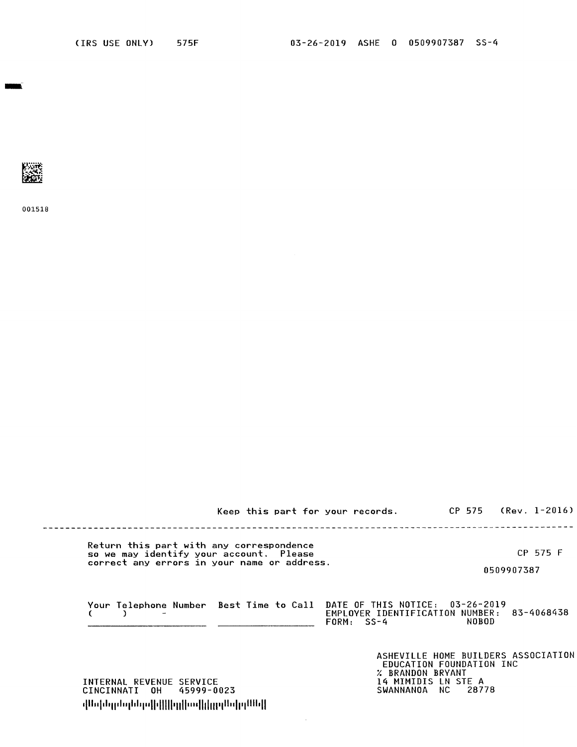(IRS USE ONLY) 575F 03-26-2019 ASHE 0 0509907387 SS-4

001518

Keep this part for your records. CP 575 (Rev. 1-2016)

---

Return this part with any correspondence so we may identify your account. Please correct any errors in your name or address.

CP 575 F

0509907387

Your Telephone Number ( ) - ____________

Best Time to Call ____________

DATE OF THIS NOTICE: 03-26-2019
EMPLOYER IDENTIFICATION NUMBER: 83-4068438
FORM: SS-4 NOBOD

INTERNAL REVENUE SERVICE
CINCINNATI OH 45999-0023

ASHEVILLE HOME BUILDERS ASSOCIATION
EDUCATION FOUNDATION INC
% BRANDON BRYANT
14 MIMIDIS LN STE A
SWANNANOA NC 28778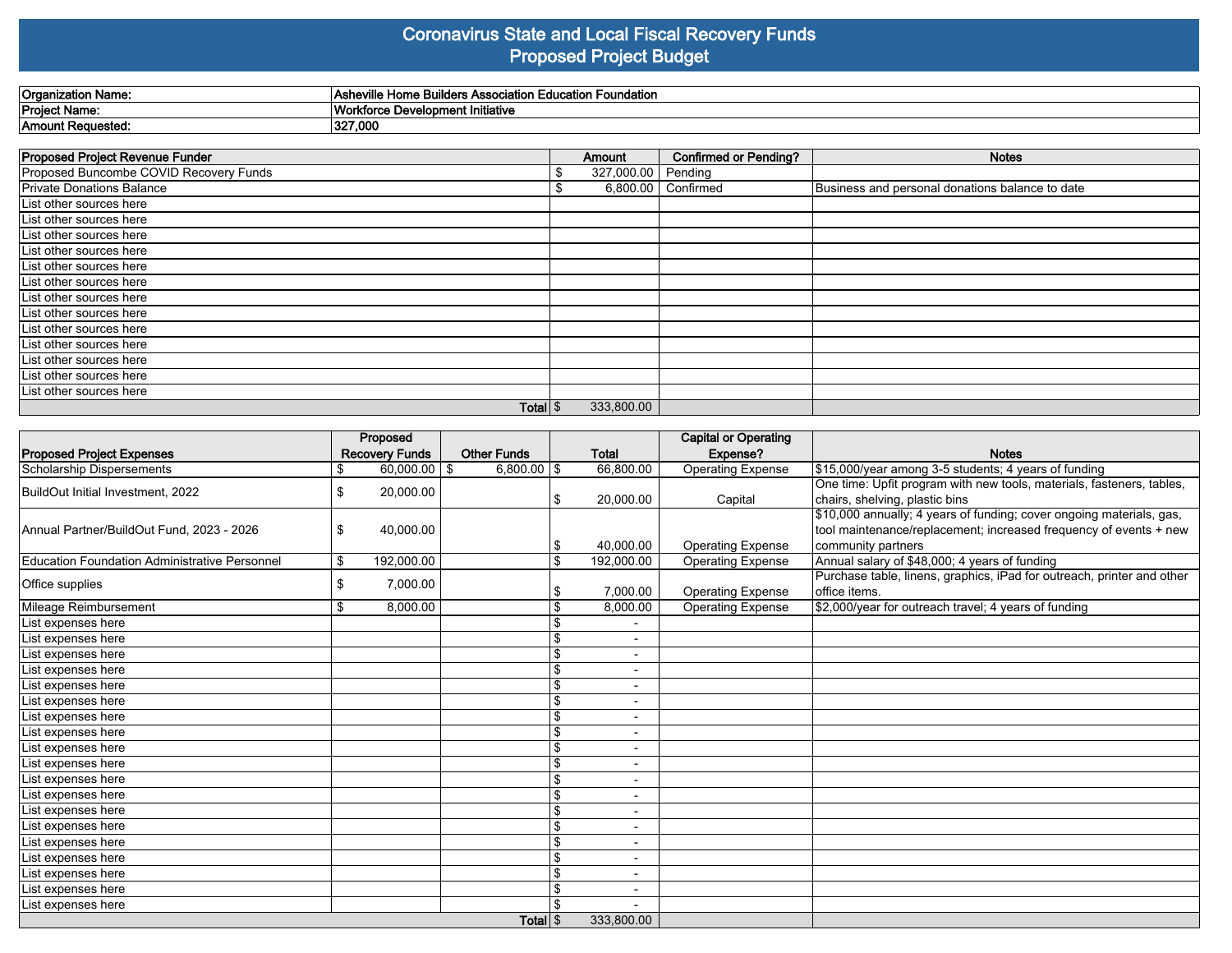# Coronavirus State and Local Fiscal Recovery Funds
## Proposed Project Budget

| | |
|---|---|
| **Organization Name:** | **Asheville Home Builders Association Education Foundation** |
| **Project Name:** | **Workforce Development Initiative** |
| **Amount Requested:** | **327,000** |

| Proposed Project Revenue Funder | Amount | Confirmed or Pending? | Notes |
|---|---|---|---|
| Proposed Buncombe COVID Recovery Funds | $ 327,000.00 | Pending | |
| Private Donations Balance | $ 6,800.00 | Confirmed | Business and personal donations balance to date |
| List other sources here | | | |
| List other sources here | | | |
| List other sources here | | | |
| List other sources here | | | |
| List other sources here | | | |
| List other sources here | | | |
| List other sources here | | | |
| List other sources here | | | |
| List other sources here | | | |
| List other sources here | | | |
| List other sources here | | | |
| List other sources here | | | |
| List other sources here | | | |
| Total | $ 333,800.00 | | |

| Proposed Project Expenses | Proposed Recovery Funds | Other Funds | Total | Capital or Operating Expense? | Notes |
|---|---|---|---|---|---|
| Scholarship Dispersements | $ 60,000.00 | $ 6,800.00 | $ 66,800.00 | Operating Expense | $15,000/year among 3-5 students; 4 years of funding |
| BuildOut Initial Investment, 2022 | $ 20,000.00 | | $ 20,000.00 | Capital | One time: Upfit program with new tools, materials, fasteners, tables, chairs, shelving, plastic bins |
| Annual Partner/BuildOut Fund, 2023 - 2026 | $ 40,000.00 | | $ 40,000.00 | Operating Expense | $10,000 annually; 4 years of funding; cover ongoing materials, gas, tool maintenance/replacement; increased frequency of events + new community partners |
| Education Foundation Administrative Personnel | $ 192,000.00 | | $ 192,000.00 | Operating Expense | Annual salary of $48,000; 4 years of funding |
| Office supplies | $ 7,000.00 | | $ 7,000.00 | Operating Expense | Purchase table, linens, graphics, iPad for outreach, printer and other office items. |
| Mileage Reimbursement | $ 8,000.00 | | $ 8,000.00 | Operating Expense | $2,000/year for outreach travel; 4 years of funding |
| List expenses here | | | $ - | | |
| List expenses here | | | $ - | | |
| List expenses here | | | $ - | | |
| List expenses here | | | $ - | | |
| List expenses here | | | $ - | | |
| List expenses here | | | $ - | | |
| List expenses here | | | $ - | | |
| List expenses here | | | $ - | | |
| List expenses here | | | $ - | | |
| List expenses here | | | $ - | | |
| List expenses here | | | $ - | | |
| List expenses here | | | $ - | | |
| List expenses here | | | $ - | | |
| List expenses here | | | $ - | | |
| List expenses here | | | $ - | | |
| List expenses here | | | $ - | | |
| List expenses here | | | $ - | | |
| List expenses here | | | $ - | | |
| List expenses here | | | $ - | | |
| Total | | | $ 333,800.00 | | |